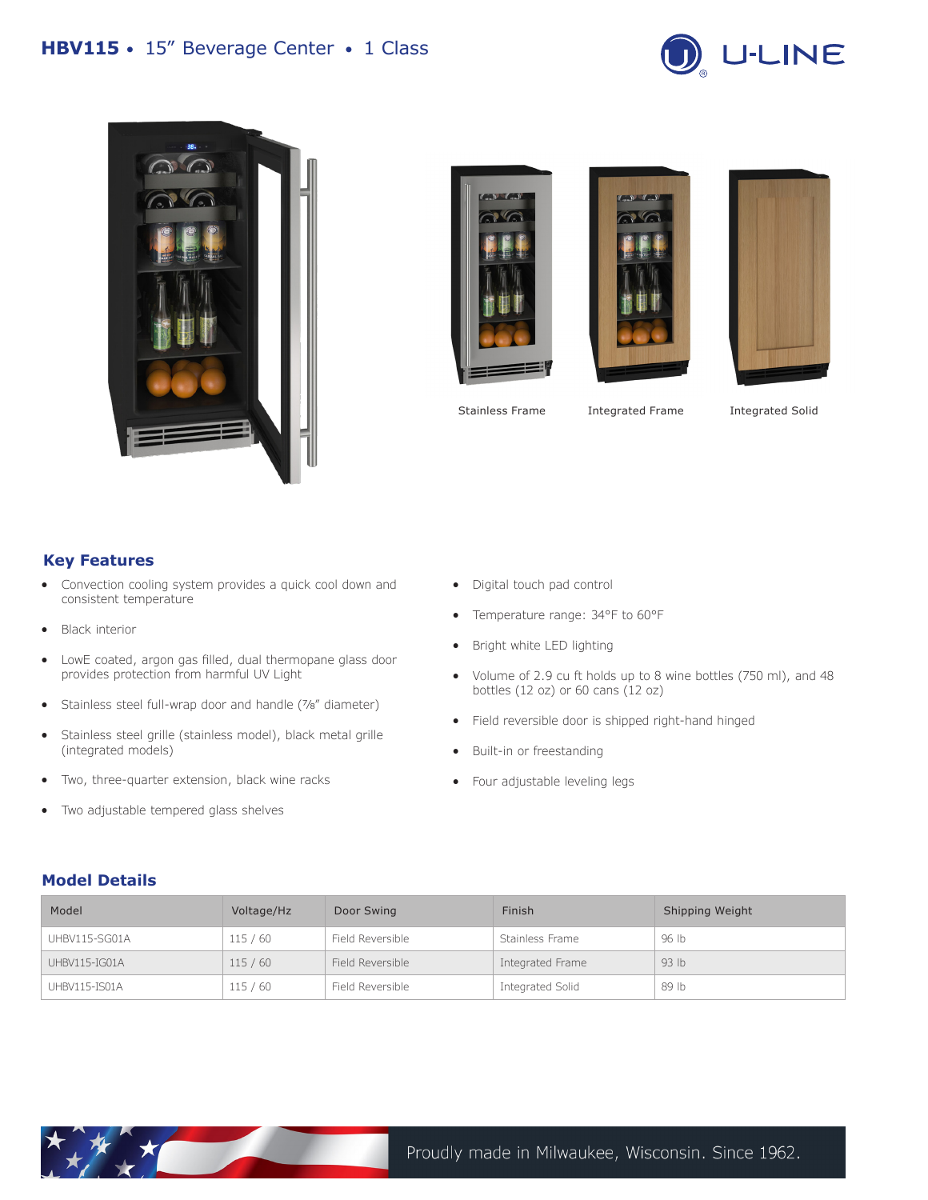# HBV115 • 15" Beverage Center • 1 Class

U-LINE

Stainless Frame

Integrated Frame

Integrated Solid

## Key Features

- Convection cooling system provides a quick cool down and consistent temperature
- Black interior
- LowE coated, argon gas filled, dual thermopane glass door provides protection from harmful UV Light
- Stainless steel full-wrap door and handle (⅞" diameter)
- Stainless steel grille (stainless model), black metal grille (integrated models)
- Two, three-quarter extension, black wine racks
- Two adjustable tempered glass shelves
- Digital touch pad control
- Temperature range: 34°F to 60°F
- Bright white LED lighting
- Volume of 2.9 cu ft holds up to 8 wine bottles (750 ml), and 48 bottles (12 oz) or 60 cans (12 oz)
- Field reversible door is shipped right-hand hinged
- Built-in or freestanding
- Four adjustable leveling legs

## Model Details

| Model | Voltage/Hz | Door Swing | Finish | Shipping Weight |
| --- | --- | --- | --- | --- |
| UHBV115-SG01A | 115 / 60 | Field Reversible | Stainless Frame | 96 lb |
| UHBV115-IG01A | 115 / 60 | Field Reversible | Integrated Frame | 93 lb |
| UHBV115-IS01A | 115 / 60 | Field Reversible | Integrated Solid | 89 lb |

Proudly made in Milwaukee, Wisconsin. Since 1962.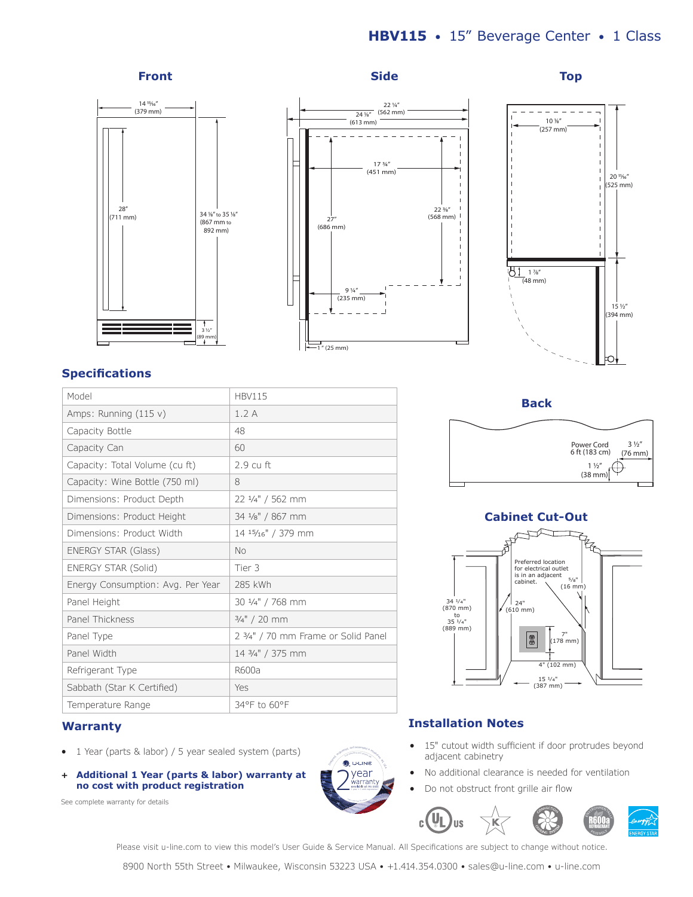# HBV115 • 15" Beverage Center • 1 Class

## Front

14 15/16" (379 mm)

28" (711 mm)

34 1/8" to 35 1/8" (867 mm to 892 mm)

3 1/2" (89 mm)

## Side

22 1/4" (562 mm)

24 1/8" (613 mm)

17 3/4" (451 mm)

27" (686 mm)

22 3/8" (568 mm)

9 1/4" (235 mm)

1" (25 mm)

## Top

10 1/8" (257 mm)

20 11/16" (525 mm)

1 7/8" (48 mm)

15 1/2" (394 mm)

## Specifications

| | |
|---|---|
| Model | HBV115 |
| Amps: Running (115 v) | 1.2 A |
| Capacity Bottle | 48 |
| Capacity Can | 60 |
| Capacity: Total Volume (cu ft) | 2.9 cu ft |
| Capacity: Wine Bottle (750 ml) | 8 |
| Dimensions: Product Depth | 22 1/4" / 562 mm |
| Dimensions: Product Height | 34 1/8" / 867 mm |
| Dimensions: Product Width | 14 15/16" / 379 mm |
| ENERGY STAR (Glass) | No |
| ENERGY STAR (Solid) | Tier 3 |
| Energy Consumption: Avg. Per Year | 285 kWh |
| Panel Height | 30 1/4" / 768 mm |
| Panel Thickness | 3/4" / 20 mm |
| Panel Type | 2 3/4" / 70 mm Frame or Solid Panel |
| Panel Width | 14 3/4" / 375 mm |
| Refrigerant Type | R600a |
| Sabbath (Star K Certified) | Yes |
| Temperature Range | 34°F to 60°F |

## Back

Power Cord 6 ft (183 cm)

3 1/2" (76 mm)

1 1/2" (38 mm)

## Cabinet Cut-Out

Preferred location for electrical outlet is in an adjacent cabinet.

5/8" (16 mm)

34 1/4" (870 mm) to 35 1/4" (889 mm)

24" (610 mm)

7" (178 mm)

4" (102 mm)

15 1/4" (387 mm)

## Warranty

- 1 Year (parts & labor) / 5 year sealed system (parts)

+ **Additional 1 Year (parts & labor) warranty at no cost with product registration**

See complete warranty for details

## Installation Notes

- 15" cutout width sufficient if door protrudes beyond adjacent cabinetry
- No additional clearance is needed for ventilation
- Do not obstruct front grille air flow

Please visit u-line.com to view this model's User Guide & Service Manual. All Specifications are subject to change without notice.

8900 North 55th Street • Milwaukee, Wisconsin 53223 USA • +1.414.354.0300 • sales@u-line.com • u-line.com